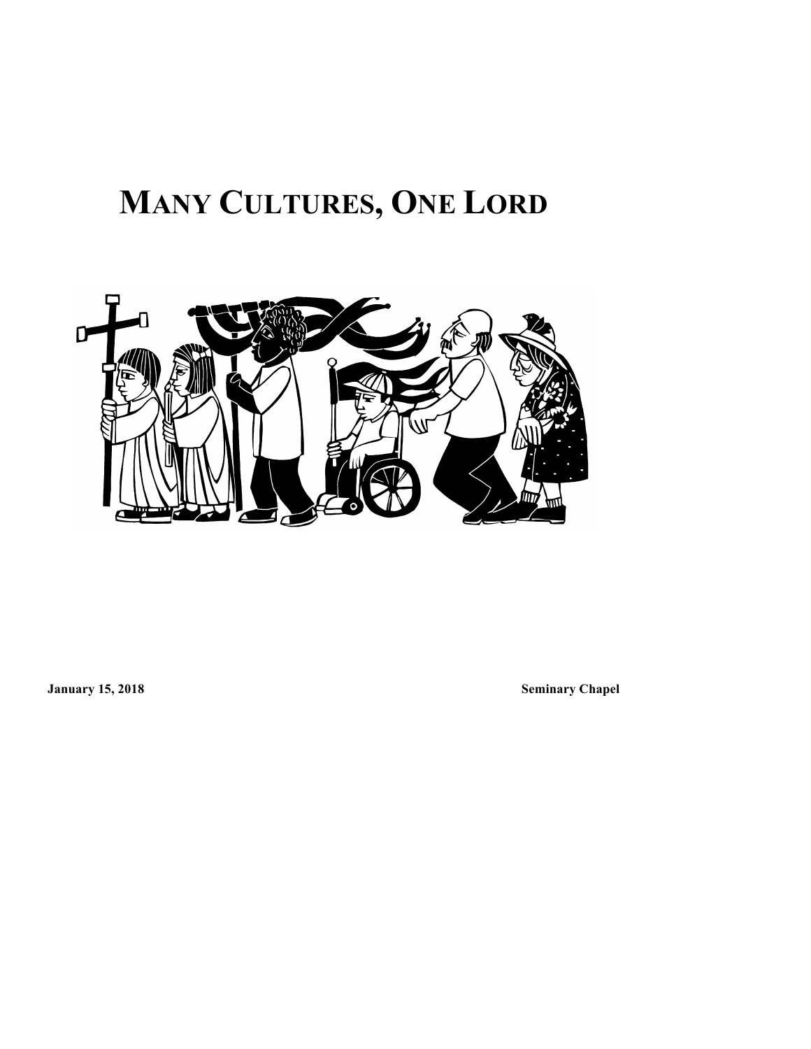# MANY CULTURES, ONE LORD

**January 15, 2018** **Seminary Chapel**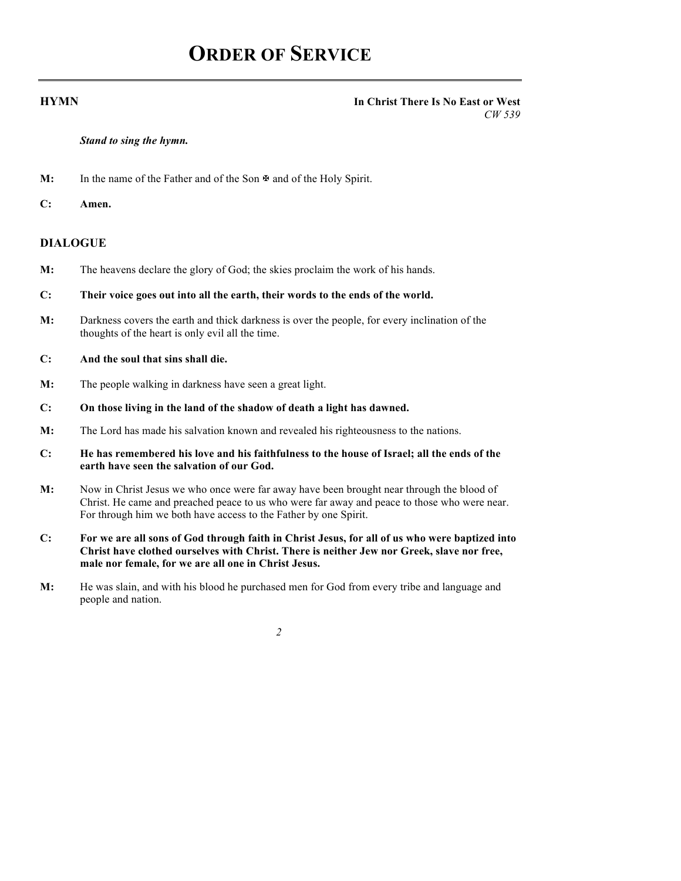# ORDER OF SERVICE

**HYMN** **In Christ There Is No East or West**
*CW 539*

*Stand to sing the hymn.*

**M:** In the name of the Father and of the Son ✠ and of the Holy Spirit.

**C:** **Amen.**

## DIALOGUE

**M:** The heavens declare the glory of God; the skies proclaim the work of his hands.

**C:** **Their voice goes out into all the earth, their words to the ends of the world.**

**M:** Darkness covers the earth and thick darkness is over the people, for every inclination of the thoughts of the heart is only evil all the time.

**C:** **And the soul that sins shall die.**

**M:** The people walking in darkness have seen a great light.

**C:** **On those living in the land of the shadow of death a light has dawned.**

**M:** The Lord has made his salvation known and revealed his righteousness to the nations.

**C:** **He has remembered his love and his faithfulness to the house of Israel; all the ends of the earth have seen the salvation of our God.**

**M:** Now in Christ Jesus we who once were far away have been brought near through the blood of Christ. He came and preached peace to us who were far away and peace to those who were near. For through him we both have access to the Father by one Spirit.

**C:** **For we are all sons of God through faith in Christ Jesus, for all of us who were baptized into Christ have clothed ourselves with Christ. There is neither Jew nor Greek, slave nor free, male nor female, for we are all one in Christ Jesus.**

**M:** He was slain, and with his blood he purchased men for God from every tribe and language and people and nation.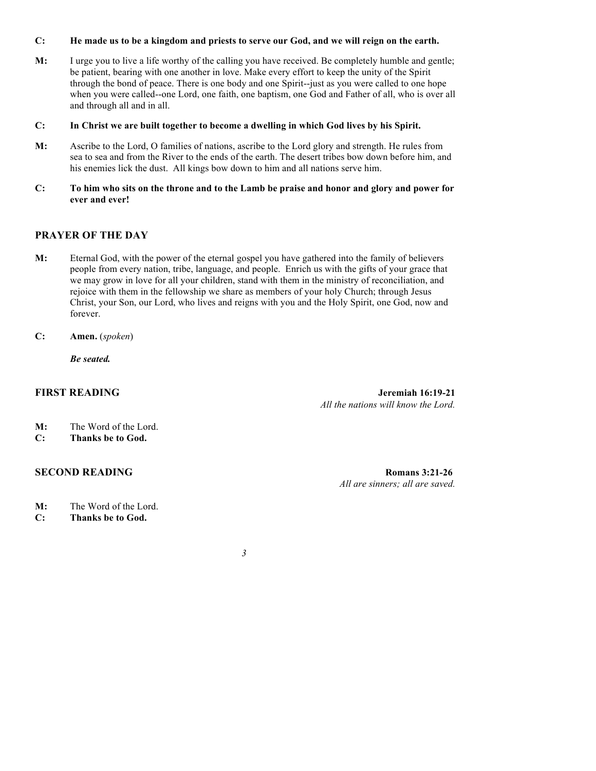**C: He made us to be a kingdom and priests to serve our God, and we will reign on the earth.**

**M:** I urge you to live a life worthy of the calling you have received. Be completely humble and gentle; be patient, bearing with one another in love. Make every effort to keep the unity of the Spirit through the bond of peace. There is one body and one Spirit--just as you were called to one hope when you were called--one Lord, one faith, one baptism, one God and Father of all, who is over all and through all and in all.

**C: In Christ we are built together to become a dwelling in which God lives by his Spirit.**

**M:** Ascribe to the Lord, O families of nations, ascribe to the Lord glory and strength. He rules from sea to sea and from the River to the ends of the earth. The desert tribes bow down before him, and his enemies lick the dust. All kings bow down to him and all nations serve him.

**C: To him who sits on the throne and to the Lamb be praise and honor and glory and power for ever and ever!**

## PRAYER OF THE DAY

**M:** Eternal God, with the power of the eternal gospel you have gathered into the family of believers people from every nation, tribe, language, and people. Enrich us with the gifts of your grace that we may grow in love for all your children, stand with them in the ministry of reconciliation, and rejoice with them in the fellowship we share as members of your holy Church; through Jesus Christ, your Son, our Lord, who lives and reigns with you and the Holy Spirit, one God, now and forever.

**C: Amen.** (*spoken*)

***Be seated.***

## FIRST READING — Jeremiah 16:19-21

*All the nations will know the Lord.*

**M:** The Word of the Lord.
**C: Thanks be to God.**

## SECOND READING — Romans 3:21-26

*All are sinners; all are saved.*

**M:** The Word of the Lord.
**C: Thanks be to God.**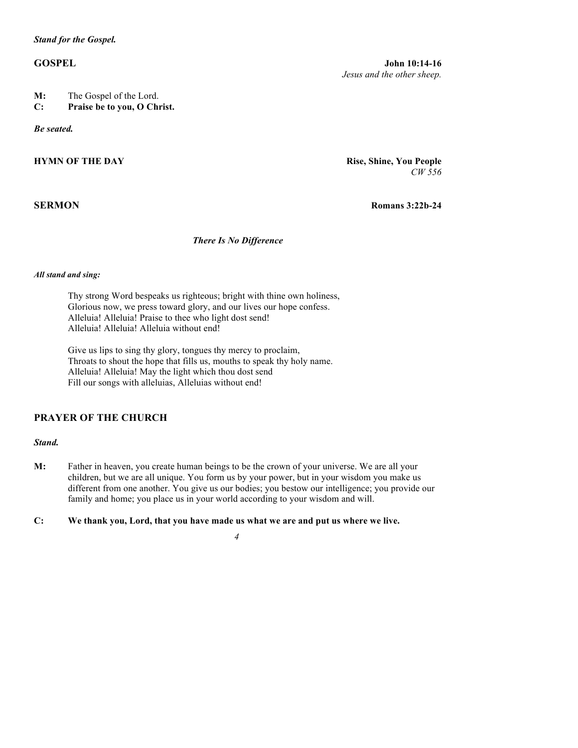***Stand for the Gospel.***

**GOSPEL** **John 10:14-16**
*Jesus and the other sheep.*

**M:** The Gospel of the Lord.
**C: Praise be to you, O Christ.**

***Be seated.***

**HYMN OF THE DAY** **Rise, Shine, You People**
*CW 556*

**SERMON** **Romans 3:22b-24**

***There Is No Difference***

***All stand and sing:***

Thy strong Word bespeaks us righteous; bright with thine own holiness,
Glorious now, we press toward glory, and our lives our hope confess.
Alleluia! Alleluia! Praise to thee who light dost send!
Alleluia! Alleluia! Alleluia without end!

Give us lips to sing thy glory, tongues thy mercy to proclaim,
Throats to shout the hope that fills us, mouths to speak thy holy name.
Alleluia! Alleluia! May the light which thou dost send
Fill our songs with alleluias, Alleluias without end!

## PRAYER OF THE CHURCH

***Stand.***

**M:** Father in heaven, you create human beings to be the crown of your universe. We are all your children, but we are all unique. You form us by your power, but in your wisdom you make us different from one another. You give us our bodies; you bestow our intelligence; you provide our family and home; you place us in your world according to your wisdom and will.

**C: We thank you, Lord, that you have made us what we are and put us where we live.**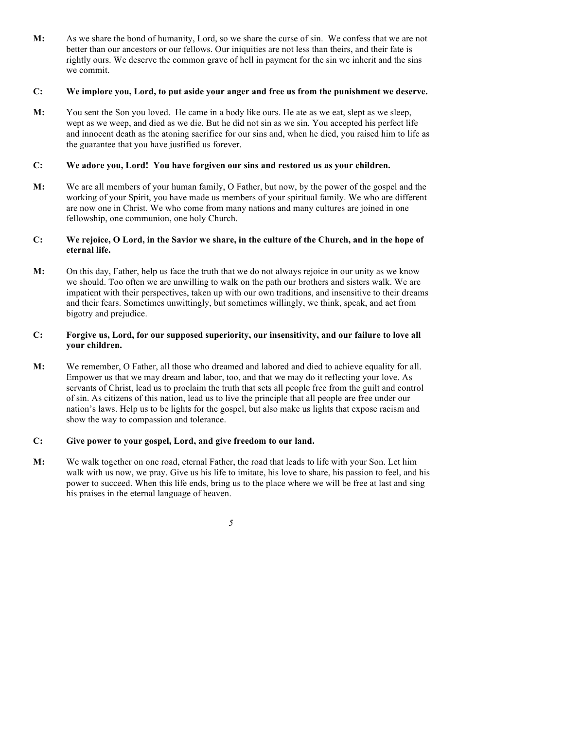**M:** As we share the bond of humanity, Lord, so we share the curse of sin. We confess that we are not better than our ancestors or our fellows. Our iniquities are not less than theirs, and their fate is rightly ours. We deserve the common grave of hell in payment for the sin we inherit and the sins we commit.

**C: We implore you, Lord, to put aside your anger and free us from the punishment we deserve.**

**M:** You sent the Son you loved. He came in a body like ours. He ate as we eat, slept as we sleep, wept as we weep, and died as we die. But he did not sin as we sin. You accepted his perfect life and innocent death as the atoning sacrifice for our sins and, when he died, you raised him to life as the guarantee that you have justified us forever.

**C: We adore you, Lord! You have forgiven our sins and restored us as your children.**

**M:** We are all members of your human family, O Father, but now, by the power of the gospel and the working of your Spirit, you have made us members of your spiritual family. We who are different are now one in Christ. We who come from many nations and many cultures are joined in one fellowship, one communion, one holy Church.

**C: We rejoice, O Lord, in the Savior we share, in the culture of the Church, and in the hope of eternal life.**

**M:** On this day, Father, help us face the truth that we do not always rejoice in our unity as we know we should. Too often we are unwilling to walk on the path our brothers and sisters walk. We are impatient with their perspectives, taken up with our own traditions, and insensitive to their dreams and their fears. Sometimes unwittingly, but sometimes willingly, we think, speak, and act from bigotry and prejudice.

**C: Forgive us, Lord, for our supposed superiority, our insensitivity, and our failure to love all your children.**

**M:** We remember, O Father, all those who dreamed and labored and died to achieve equality for all. Empower us that we may dream and labor, too, and that we may do it reflecting your love. As servants of Christ, lead us to proclaim the truth that sets all people free from the guilt and control of sin. As citizens of this nation, lead us to live the principle that all people are free under our nation's laws. Help us to be lights for the gospel, but also make us lights that expose racism and show the way to compassion and tolerance.

**C: Give power to your gospel, Lord, and give freedom to our land.**

**M:** We walk together on one road, eternal Father, the road that leads to life with your Son. Let him walk with us now, we pray. Give us his life to imitate, his love to share, his passion to feel, and his power to succeed. When this life ends, bring us to the place where we will be free at last and sing his praises in the eternal language of heaven.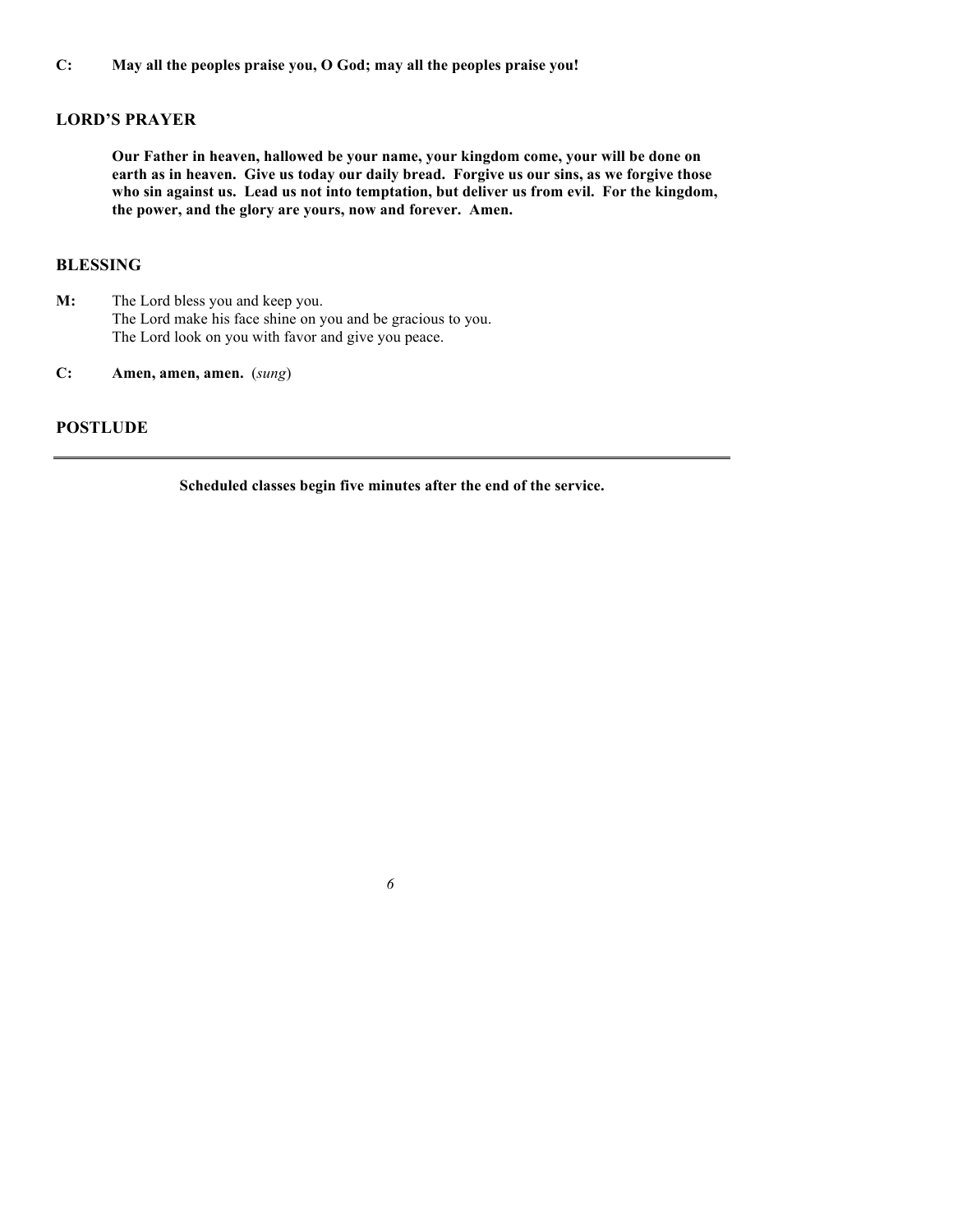**C:** **May all the peoples praise you, O God; may all the peoples praise you!**

## LORD'S PRAYER

**Our Father in heaven, hallowed be your name, your kingdom come, your will be done on earth as in heaven. Give us today our daily bread. Forgive us our sins, as we forgive those who sin against us. Lead us not into temptation, but deliver us from evil. For the kingdom, the power, and the glory are yours, now and forever. Amen.**

## BLESSING

**M:** The Lord bless you and keep you.
The Lord make his face shine on you and be gracious to you.
The Lord look on you with favor and give you peace.

**C:** **Amen, amen, amen.** (*sung*)

## POSTLUDE

---

**Scheduled classes begin five minutes after the end of the service.**